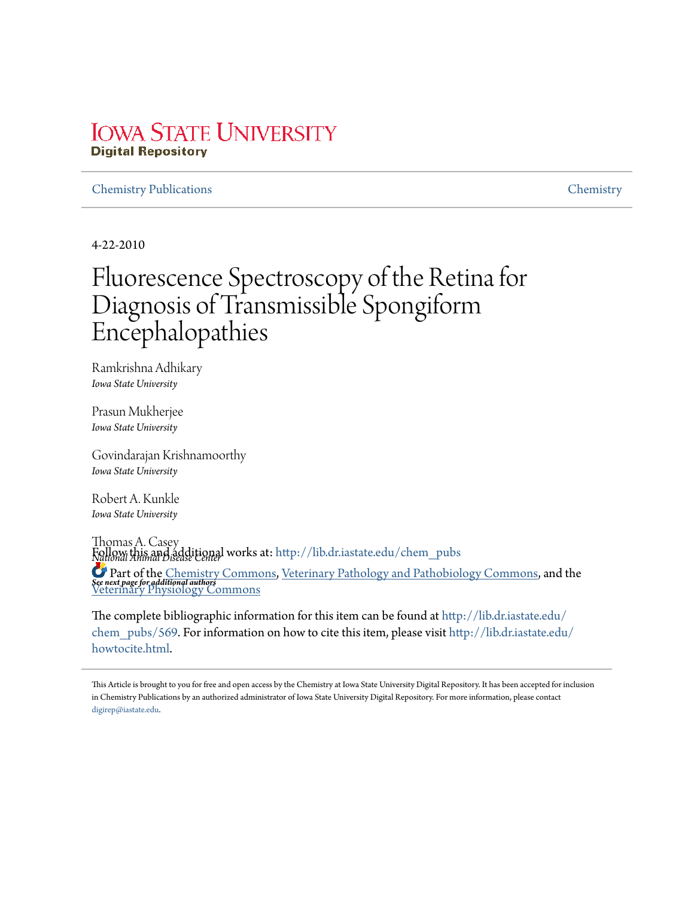Iowa State University
Digital Repository

Chemistry Publications | Chemistry

4-22-2010

# Fluorescence Spectroscopy of the Retina for Diagnosis of Transmissible Spongiform Encephalopathies

Ramkrishna Adhikary
*Iowa State University*

Prasun Mukherjee
*Iowa State University*

Govindarajan Krishnamoorthy
*Iowa State University*

Robert A. Kunkle
*Iowa State University*

Thomas A. Casey
*National Animal Disease Center*

***See next page for additional authors***

Follow this and additional works at: http://lib.dr.iastate.edu/chem_pubs

Part of the Chemistry Commons, Veterinary Pathology and Pathobiology Commons, and the Veterinary Physiology Commons

The complete bibliographic information for this item can be found at http://lib.dr.iastate.edu/chem_pubs/569. For information on how to cite this item, please visit http://lib.dr.iastate.edu/howtocite.html.

This Article is brought to you for free and open access by the Chemistry at Iowa State University Digital Repository. It has been accepted for inclusion in Chemistry Publications by an authorized administrator of Iowa State University Digital Repository. For more information, please contact digirep@iastate.edu.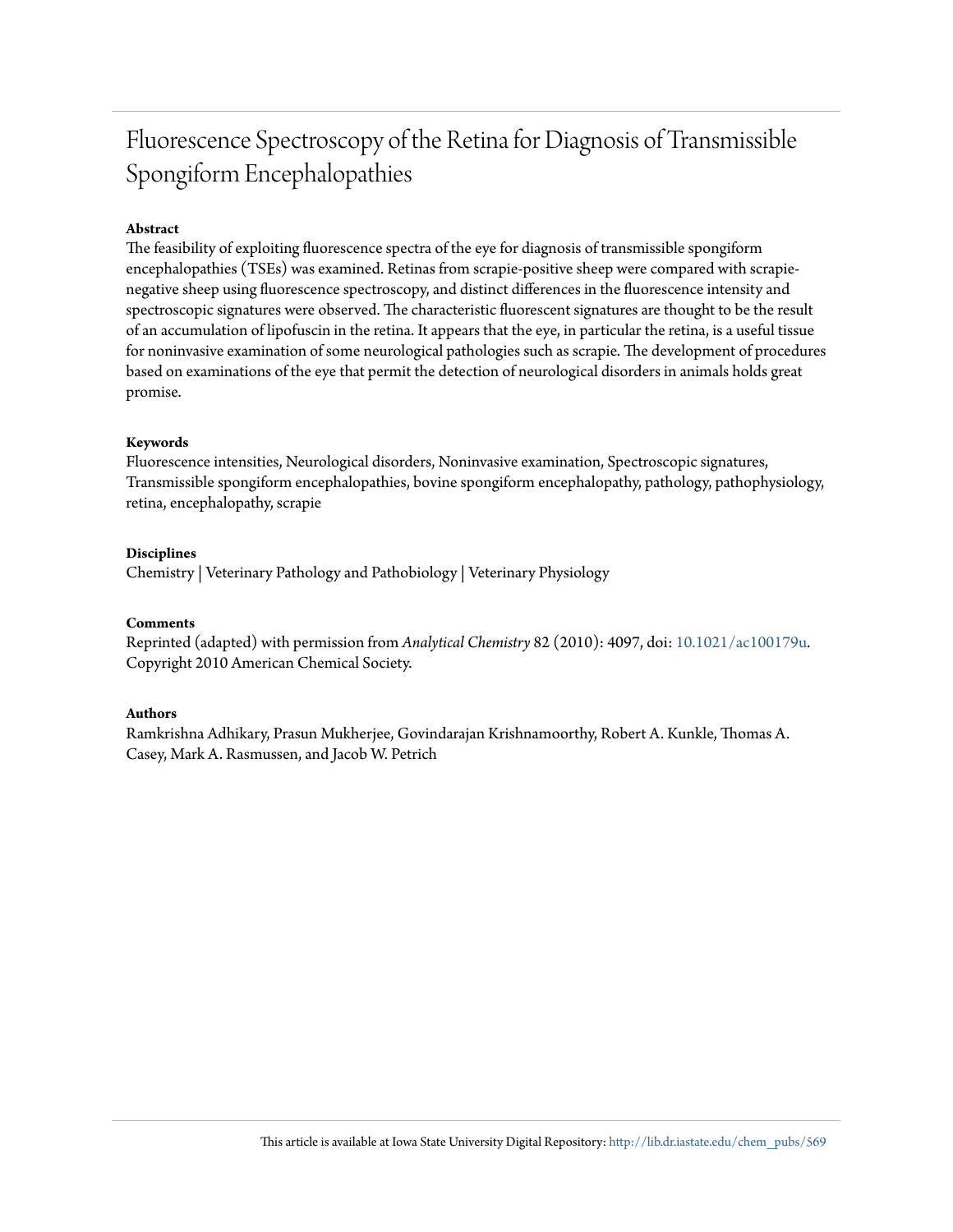# Fluorescence Spectroscopy of the Retina for Diagnosis of Transmissible Spongiform Encephalopathies

**Abstract**

The feasibility of exploiting fluorescence spectra of the eye for diagnosis of transmissible spongiform encephalopathies (TSEs) was examined. Retinas from scrapie-positive sheep were compared with scrapie-negative sheep using fluorescence spectroscopy, and distinct differences in the fluorescence intensity and spectroscopic signatures were observed. The characteristic fluorescent signatures are thought to be the result of an accumulation of lipofuscin in the retina. It appears that the eye, in particular the retina, is a useful tissue for noninvasive examination of some neurological pathologies such as scrapie. The development of procedures based on examinations of the eye that permit the detection of neurological disorders in animals holds great promise.

**Keywords**

Fluorescence intensities, Neurological disorders, Noninvasive examination, Spectroscopic signatures, Transmissible spongiform encephalopathies, bovine spongiform encephalopathy, pathology, pathophysiology, retina, encephalopathy, scrapie

**Disciplines**

Chemistry | Veterinary Pathology and Pathobiology | Veterinary Physiology

**Comments**

Reprinted (adapted) with permission from *Analytical Chemistry* 82 (2010): 4097, doi: 10.1021/ac100179u. Copyright 2010 American Chemical Society.

**Authors**

Ramkrishna Adhikary, Prasun Mukherjee, Govindarajan Krishnamoorthy, Robert A. Kunkle, Thomas A. Casey, Mark A. Rasmussen, and Jacob W. Petrich

This article is available at Iowa State University Digital Repository: http://lib.dr.iastate.edu/chem_pubs/569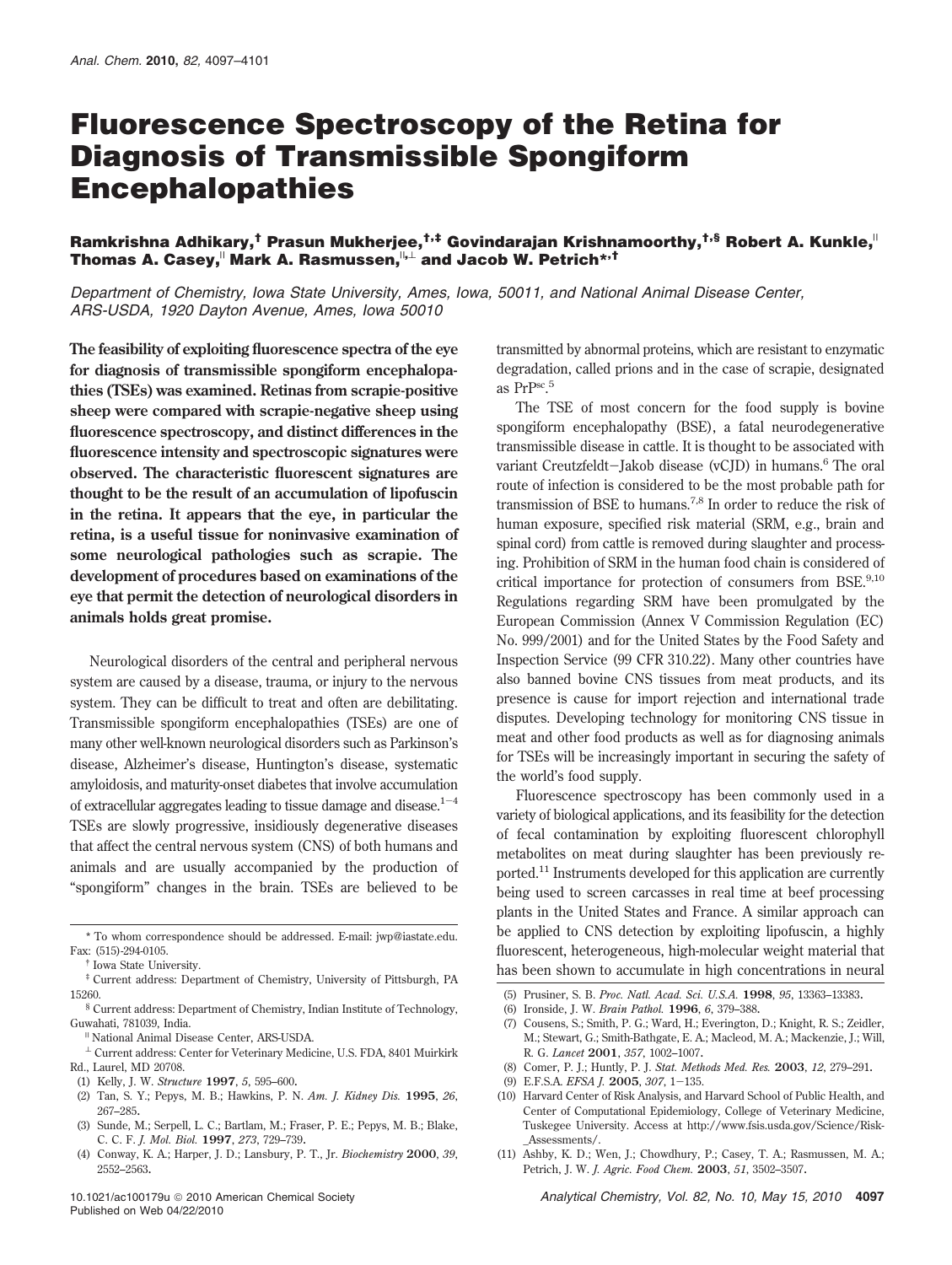# Fluorescence Spectroscopy of the Retina for Diagnosis of Transmissible Spongiform Encephalopathies

**Ramkrishna Adhikary,[†] Prasun Mukherjee,[†,‡] Govindarajan Krishnamoorthy,[†,§] Robert A. Kunkle,[‖] Thomas A. Casey,[‖] Mark A. Rasmussen,[‖,⊥] and Jacob W. Petrich*[,†]**

*Department of Chemistry, Iowa State University, Ames, Iowa, 50011, and National Animal Disease Center, ARS-USDA, 1920 Dayton Avenue, Ames, Iowa 50010*

**The feasibility of exploiting fluorescence spectra of the eye for diagnosis of transmissible spongiform encephalopathies (TSEs) was examined. Retinas from scrapie-positive sheep were compared with scrapie-negative sheep using fluorescence spectroscopy, and distinct differences in the fluorescence intensity and spectroscopic signatures were observed. The characteristic fluorescent signatures are thought to be the result of an accumulation of lipofuscin in the retina. It appears that the eye, in particular the retina, is a useful tissue for noninvasive examination of some neurological pathologies such as scrapie. The development of procedures based on examinations of the eye that permit the detection of neurological disorders in animals holds great promise.**

Neurological disorders of the central and peripheral nervous system are caused by a disease, trauma, or injury to the nervous system. They can be difficult to treat and often are debilitating. Transmissible spongiform encephalopathies (TSEs) are one of many other well-known neurological disorders such as Parkinson's disease, Alzheimer's disease, Huntington's disease, systematic amyloidosis, and maturity-onset diabetes that involve accumulation of extracellular aggregates leading to tissue damage and disease.[1−4] TSEs are slowly progressive, insidiously degenerative diseases that affect the central nervous system (CNS) of both humans and animals and are usually accompanied by the production of "spongiform" changes in the brain. TSEs are believed to be transmitted by abnormal proteins, which are resistant to enzymatic degradation, called prions and in the case of scrapie, designated as $PrP^{sc}$.[5]

The TSE of most concern for the food supply is bovine spongiform encephalopathy (BSE), a fatal neurodegenerative transmissible disease in cattle. It is thought to be associated with variant Creutzfeldt−Jakob disease (vCJD) in humans.[6] The oral route of infection is considered to be the most probable path for transmission of BSE to humans.[7,8] In order to reduce the risk of human exposure, specified risk material (SRM, e.g., brain and spinal cord) from cattle is removed during slaughter and processing. Prohibition of SRM in the human food chain is considered of critical importance for protection of consumers from BSE.[9,10] Regulations regarding SRM have been promulgated by the European Commission (Annex V Commission Regulation (EC) No. 999/2001) and for the United States by the Food Safety and Inspection Service (99 CFR 310.22). Many other countries have also banned bovine CNS tissues from meat products, and its presence is cause for import rejection and international trade disputes. Developing technology for monitoring CNS tissue in meat and other food products as well as for diagnosing animals for TSEs will be increasingly important in securing the safety of the world's food supply.

Fluorescence spectroscopy has been commonly used in a variety of biological applications, and its feasibility for the detection of fecal contamination by exploiting fluorescent chlorophyll metabolites on meat during slaughter has been previously reported.[11] Instruments developed for this application are currently being used to screen carcasses in real time at beef processing plants in the United States and France. A similar approach can be applied to CNS detection by exploiting lipofuscin, a highly fluorescent, heterogeneous, high-molecular weight material that has been shown to accumulate in high concentrations in neural

\* To whom correspondence should be addressed. E-mail: jwp@iastate.edu. Fax: (515)-294-0105.

† Iowa State University.

‡ Current address: Department of Chemistry, University of Pittsburgh, PA 15260.

§ Current address: Department of Chemistry, Indian Institute of Technology, Guwahati, 781039, India.

‖ National Animal Disease Center, ARS-USDA.

⊥ Current address: Center for Veterinary Medicine, U.S. FDA, 8401 Muirkirk Rd., Laurel, MD 20708.

(1) Kelly, J. W. *Structure* **1997**, *5*, 595–600.
(2) Tan, S. Y.; Pepys, M. B.; Hawkins, P. N. *Am. J. Kidney Dis.* **1995**, *26*, 267–285.
(3) Sunde, M.; Serpell, L. C.; Bartlam, M.; Fraser, P. E.; Pepys, M. B.; Blake, C. C. F. *J. Mol. Biol.* **1997**, *273*, 729–739.
(4) Conway, K. A.; Harper, J. D.; Lansbury, P. T., Jr. *Biochemistry* **2000**, *39*, 2552–2563.
(5) Prusiner, S. B. *Proc. Natl. Acad. Sci. U.S.A.* **1998**, *95*, 13363–13383.
(6) Ironside, J. W. *Brain Pathol.* **1996**, *6*, 379–388.
(7) Cousens, S.; Smith, P. G.; Ward, H.; Everington, D.; Knight, R. S.; Zeidler, M.; Stewart, G.; Smith-Bathgate, E. A.; Macleod, M. A.; Mackenzie, J.; Will, R. G. *Lancet* **2001**, *357*, 1002–1007.
(8) Comer, P. J.; Huntly, P. J. *Stat. Methods Med. Res.* **2003**, *12*, 279–291.
(9) E.F.S.A. *EFSA J.* **2005**, *307*, 1–135.
(10) Harvard Center of Risk Analysis, and Harvard School of Public Health, and Center of Computational Epidemiology, College of Veterinary Medicine, Tuskegee University. Access at http://www.fsis.usda.gov/Science/Risk-_Assessments/.
(11) Ashby, K. D.; Wen, J.; Chowdhury, P.; Casey, T. A.; Rasmussen, M. A.; Petrich, J. W. *J. Agric. Food Chem.* **2003**, *51*, 3502–3507.

10.1021/ac100179u © 2010 American Chemical Society
Published on Web 04/22/2010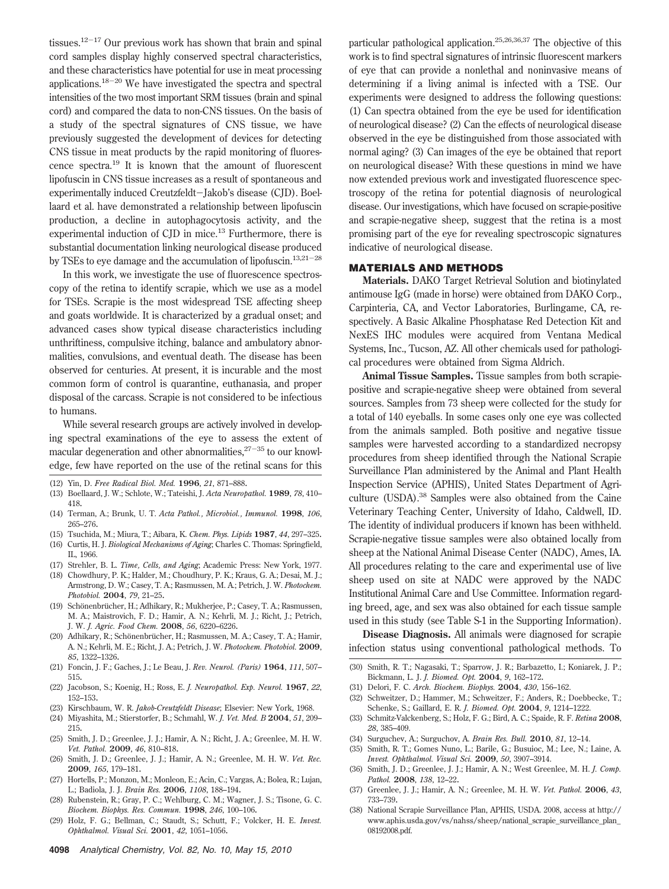tissues.[12−17] Our previous work has shown that brain and spinal cord samples display highly conserved spectral characteristics, and these characteristics have potential for use in meat processing applications.[18−20] We have investigated the spectra and spectral intensities of the two most important SRM tissues (brain and spinal cord) and compared the data to non-CNS tissues. On the basis of a study of the spectral signatures of CNS tissue, we have previously suggested the development of devices for detecting CNS tissue in meat products by the rapid monitoring of fluorescence spectra.[19] It is known that the amount of fluorescent lipofuscin in CNS tissue increases as a result of spontaneous and experimentally induced Creutzfeldt−Jakob's disease (CJD). Boellaard et al. have demonstrated a relationship between lipofuscin production, a decline in autophagocytosis activity, and the experimental induction of CJD in mice.[13] Furthermore, there is substantial documentation linking neurological disease produced by TSEs to eye damage and the accumulation of lipofuscin.[13,21−28]

In this work, we investigate the use of fluorescence spectroscopy of the retina to identify scrapie, which we use as a model for TSEs. Scrapie is the most widespread TSE affecting sheep and goats worldwide. It is characterized by a gradual onset; and advanced cases show typical disease characteristics including unthriftiness, compulsive itching, balance and ambulatory abnormalities, convulsions, and eventual death. The disease has been observed for centuries. At present, it is incurable and the most common form of control is quarantine, euthanasia, and proper disposal of the carcass. Scrapie is not considered to be infectious to humans.

While several research groups are actively involved in developing spectral examinations of the eye to assess the extent of macular degeneration and other abnormalities,[27−35] to our knowledge, few have reported on the use of the retinal scans for this particular pathological application.[25,26,36,37] The objective of this work is to find spectral signatures of intrinsic fluorescent markers of eye that can provide a nonlethal and noninvasive means of determining if a living animal is infected with a TSE. Our experiments were designed to address the following questions: (1) Can spectra obtained from the eye be used for identification of neurological disease? (2) Can the effects of neurological disease observed in the eye be distinguished from those associated with normal aging? (3) Can images of the eye be obtained that report on neurological disease? With these questions in mind we have now extended previous work and investigated fluorescence spectroscopy of the retina for potential diagnosis of neurological disease. Our investigations, which have focused on scrapie-positive and scrapie-negative sheep, suggest that the retina is a most promising part of the eye for revealing spectroscopic signatures indicative of neurological disease.

## MATERIALS AND METHODS

**Materials.** DAKO Target Retrieval Solution and biotinylated antimouse IgG (made in horse) were obtained from DAKO Corp., Carpinteria, CA, and Vector Laboratories, Burlingame, CA, respectively. A Basic Alkaline Phosphatase Red Detection Kit and NexES IHC modules were acquired from Ventana Medical Systems, Inc., Tucson, AZ. All other chemicals used for pathological procedures were obtained from Sigma Aldrich.

**Animal Tissue Samples.** Tissue samples from both scrapie-positive and scrapie-negative sheep were obtained from several sources. Samples from 73 sheep were collected for the study for a total of 140 eyeballs. In some cases only one eye was collected from the animals sampled. Both positive and negative tissue samples were harvested according to a standardized necropsy procedures from sheep identified through the National Scrapie Surveillance Plan administered by the Animal and Plant Health Inspection Service (APHIS), United States Department of Agriculture (USDA).[38] Samples were also obtained from the Caine Veterinary Teaching Center, University of Idaho, Caldwell, ID. The identity of individual producers if known has been withheld. Scrapie-negative tissue samples were also obtained locally from sheep at the National Animal Disease Center (NADC), Ames, IA. All procedures relating to the care and experimental use of live sheep used on site at NADC were approved by the NADC Institutional Animal Care and Use Committee. Information regarding breed, age, and sex was also obtained for each tissue sample used in this study (see Table S-1 in the Supporting Information).

**Disease Diagnosis.** All animals were diagnosed for scrapie infection status using conventional pathological methods. To

(12) Yin, D. *Free Radical Biol. Med.* **1996**, *21*, 871–888.
(13) Boellaard, J. W.; Schlote, W.; Tateishi, J. *Acta Neuropathol.* **1989**, *78*, 410–418.
(14) Terman, A.; Brunk, U. T. *Acta Pathol., Microbiol., Immunol.* **1998**, *106*, 265–276.
(15) Tsuchida, M.; Miura, T.; Aibara, K. *Chem. Phys. Lipids* **1987**, *44*, 297–325.
(16) Curtis, H. J. *Biological Mechanisms of Aging*; Charles C. Thomas: Springfield, IL, 1966.
(17) Strehler, B. L. *Time, Cells, and Aging*; Academic Press: New York, 1977.
(18) Chowdhury, P. K.; Halder, M.; Choudhury, P. K.; Kraus, G. A.; Desai, M. J.; Armstrong, D. W.; Casey, T. A.; Rasmussen, M. A.; Petrich, J. W. *Photochem. Photobiol.* **2004**, *79*, 21–25.
(19) Schönenbrücher, H.; Adhikary, R.; Mukherjee, P.; Casey, T. A.; Rasmussen, M. A.; Maistrovich, F. D.; Hamir, A. N.; Kehrli, M. J.; Richt, J.; Petrich, J. W. *J. Agric. Food Chem.* **2008**, *56*, 6220–6226.
(20) Adhikary, R.; Schönenbrücher, H.; Rasmussen, M. A.; Casey, T. A.; Hamir, A. N.; Kehrli, M. E.; Richt, J. A.; Petrich, J. W. *Photochem. Photobiol.* **2009**, *85*, 1322–1326.
(21) Foncin, J. F.; Gaches, J.; Le Beau, J. *Rev. Neurol. (Paris)* **1964**, *111*, 507–515.
(22) Jacobson, S.; Koenig, H.; Ross, E. *J. Neuropathol. Exp. Neurol.* **1967**, *22*, 152–153.
(23) Kirschbaum, W. R. *Jakob-Creutzfeldt Disease*; Elsevier: New York, 1968.
(24) Miyashita, M.; Stierstorfer, B.; Schmahl, W. *J. Vet. Med. B* **2004**, *51*, 209–215.
(25) Smith, J. D.; Greenlee, J. J.; Hamir, A. N.; Richt, J. A.; Greenlee, M. H. W. *Vet. Pathol.* **2009**, *46*, 810–818.
(26) Smith, J. D.; Greenlee, J. J.; Hamir, A. N.; Greenlee, M. H. W. *Vet. Rec.* **2009**, *165*, 179–181.
(27) Hortells, P.; Monzon, M.; Monleon, E.; Acin, C.; Vargas, A.; Bolea, R.; Lujan, L.; Badiola, J. J. *Brain Res.* **2006**, *1108*, 188–194.
(28) Rubenstein, R.; Gray, P. C.; Wehlburg, C. M.; Wagner, J. S.; Tisone, G. C. *Biochem. Biophys. Res. Commun.* **1998**, *246*, 100–106.
(29) Holz, F. G.; Bellman, C.; Staudt, S.; Schutt, F.; Volcker, H. E. *Invest. Ophthalmol. Visual Sci.* **2001**, *42*, 1051–1056.
(30) Smith, R. T.; Nagasaki, T.; Sparrow, J. R.; Barbazetto, I.; Koniarek, J. P.; Bickmann, L. J. *J. Biomed. Opt.* **2004**, *9*, 162–172.
(31) Delori, F. C. *Arch. Biochem. Biophys.* **2004**, *430*, 156–162.
(32) Schweitzer, D.; Hammer, M.; Schweitzer, F.; Anders, R.; Doebbecke, T.; Schenke, S.; Gaillard, E. R. *J. Biomed. Opt.* **2004**, *9*, 1214–1222.
(33) Schmitz-Valckenberg, S.; Holz, F. G.; Bird, A. C.; Spaide, R. F. *Retina* **2008**, *28*, 385–409.
(34) Surguchev, A.; Surguchov, A. *Brain Res. Bull.* **2010**, *81*, 12–14.
(35) Smith, R. T.; Gomes Nuno, L.; Barile, G.; Busuioc, M.; Lee, N.; Laine, A. *Invest. Ophthalmol. Visual Sci.* **2009**, *50*, 3907–3914.
(36) Smith, J. D.; Greenlee, J. J.; Hamir, A. N.; West Greenlee, M. H. *J. Comp. Pathol.* **2008**, *138*, 12–22.
(37) Greenlee, J. J.; Hamir, A. N.; Greenlee, M. H. W. *Vet. Pathol.* **2006**, *43*, 733–739.
(38) National Scrapie Surveillance Plan, APHIS, USDA. 2008, access at http://www.aphis.usda.gov/vs/nahss/sheep/national_scrapie_surveillance_plan_08192008.pdf.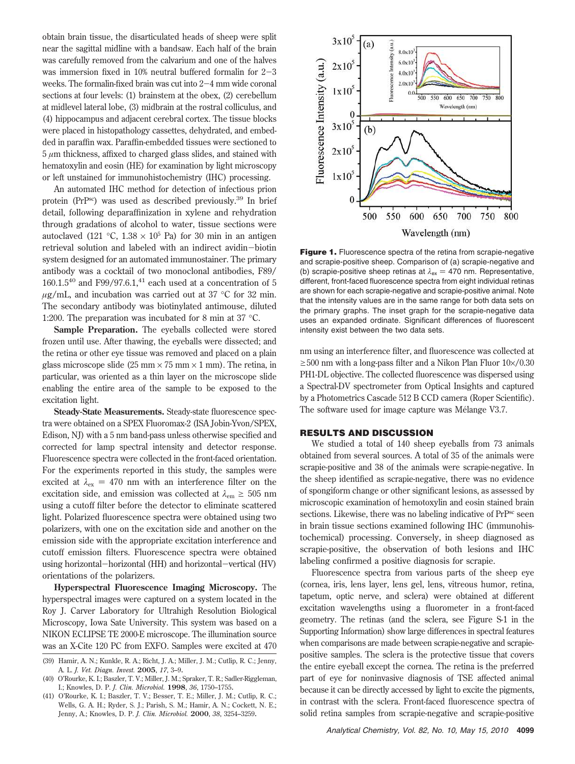obtain brain tissue, the disarticulated heads of sheep were split near the sagittal midline with a bandsaw. Each half of the brain was carefully removed from the calvarium and one of the halves was immersion fixed in 10% neutral buffered formalin for 2−3 weeks. The formalin-fixed brain was cut into 2−4 mm wide coronal sections at four levels: (1) brainstem at the obex, (2) cerebellum at midlevel lateral lobe, (3) midbrain at the rostral colliculus, and (4) hippocampus and adjacent cerebral cortex. The tissue blocks were placed in histopathology cassettes, dehydrated, and embedded in paraffin wax. Paraffin-embedded tissues were sectioned to 5 $\mu$m thickness, affixed to charged glass slides, and stained with hematoxylin and eosin (HE) for examination by light microscopy or left unstained for immunohistochemistry (IHC) processing.

An automated IHC method for detection of infectious prion protein ($PrP^{sc}$) was used as described previously.[39] In brief detail, following deparaffinization in xylene and rehydration through gradations of alcohol to water, tissue sections were autoclaved (121 °C, $1.38 \times 10^5$ Pa) for 30 min in an antigen retrieval solution and labeled with an indirect avidin−biotin system designed for an automated immunostainer. The primary antibody was a cocktail of two monoclonal antibodies, F89/160.1.5[40] and F99/97.6.1,[41] each used at a concentration of 5 $\mu$g/mL, and incubation was carried out at 37 °C for 32 min. The secondary antibody was biotinylated antimouse, diluted 1:200. The preparation was incubated for 8 min at 37 °C.

**Sample Preparation.** The eyeballs collected were stored frozen until use. After thawing, the eyeballs were dissected; and the retina or other eye tissue was removed and placed on a plain glass microscope slide (25 mm × 75 mm × 1 mm). The retina, in particular, was oriented as a thin layer on the microscope slide enabling the entire area of the sample to be exposed to the excitation light.

**Steady-State Measurements.** Steady-state fluorescence spectra were obtained on a SPEX Fluoromax-2 (ISA Jobin-Yvon/SPEX, Edison, NJ) with a 5 nm band-pass unless otherwise specified and corrected for lamp spectral intensity and detector response. Fluorescence spectra were collected in the front-faced orientation. For the experiments reported in this study, the samples were excited at $\lambda_{ex}$ = 470 nm with an interference filter on the excitation side, and emission was collected at $\lambda_{em} \geq 505$ nm using a cutoff filter before the detector to eliminate scattered light. Polarized fluorescence spectra were obtained using two polarizers, with one on the excitation side and another on the emission side with the appropriate excitation interference and cutoff emission filters. Fluorescence spectra were obtained using horizontal−horizontal (HH) and horizontal−vertical (HV) orientations of the polarizers.

**Hyperspectral Fluorescence Imaging Microscopy.** The hyperspectral images were captured on a system located in the Roy J. Carver Laboratory for Ultrahigh Resolution Biological Microscopy, Iowa Sate University. This system was based on a NIKON ECLIPSE TE 2000-E microscope. The illumination source was an X-Cite 120 PC from EXFO. Samples were excited at 470 nm using an interference filter, and fluorescence was collected at ≥500 nm with a long-pass filter and a Nikon Plan Fluor 10×/0.30 PH1-DL objective. The collected fluorescence was dispersed using a Spectral-DV spectrometer from Optical Insights and captured by a Photometrics Cascade 512 B CCD camera (Roper Scientific). The software used for image capture was Mélange V3.7.

**Figure 1.** Fluorescence spectra of the retina from scrapie-negative and scrapie-positive sheep. Comparison of (a) scrapie-negative and (b) scrapie-positive sheep retinas at $\lambda_{ex}$ = 470 nm. Representative, different, front-faced fluorescence spectra from eight individual retinas are shown for each scrapie-negative and scrapie-positive animal. Note that the intensity values are in the same range for both data sets on the primary graphs. The inset graph for the scrapie-negative data uses an expanded ordinate. Significant differences of fluorescent intensity exist between the two data sets.

## RESULTS AND DISCUSSION

We studied a total of 140 sheep eyeballs from 73 animals obtained from several sources. A total of 35 of the animals were scrapie-positive and 38 of the animals were scrapie-negative. In the sheep identified as scrapie-negative, there was no evidence of spongiform change or other significant lesions, as assessed by microscopic examination of hemotoxylin and eosin stained brain sections. Likewise, there was no labeling indicative of $PrP^{sc}$ seen in brain tissue sections examined following IHC (immunohistochemical) processing. Conversely, in sheep diagnosed as scrapie-positive, the observation of both lesions and IHC labeling confirmed a positive diagnosis for scrapie.

Fluorescence spectra from various parts of the sheep eye (cornea, iris, lens layer, lens gel, lens, vitreous humor, retina, tapetum, optic nerve, and sclera) were obtained at different excitation wavelengths using a fluorometer in a front-faced geometry. The retinas (and the sclera, see Figure S-1 in the Supporting Information) show large differences in spectral features when comparisons are made between scrapie-negative and scrapie-positive samples. The sclera is the protective tissue that covers the entire eyeball except the cornea. The retina is the preferred part of eye for noninvasive diagnosis of TSE affected animal because it can be directly accessed by light to excite the pigments, in contrast with the sclera. Front-faced fluorescence spectra of solid retina samples from scrapie-negative and scrapie-positive

(39) Hamir, A. N.; Kunkle, R. A.; Richt, J. A.; Miller, J. M.; Cutlip, R. C.; Jenny, A. L. *J. Vet. Diagn. Invest.* **2005**, *17*, 3–9.
(40) O'Rourke, K. I.; Baszler, T. V.; Miller, J. M.; Spraker, T. R.; Sadler-Riggleman, I.; Knowles, D. P. *J. Clin. Microbiol.* **1998**, *36*, 1750–1755.
(41) O'Rourke, K. I.; Baszler, T. V.; Besser, T. E.; Miller, J. M.; Cutlip, R. C.; Wells, G. A. H.; Ryder, S. J.; Parish, S. M.; Hamir, A. N.; Cockett, N. E.; Jenny, A.; Knowles, D. P. *J. Clin. Microbiol.* **2000**, *38*, 3254–3259.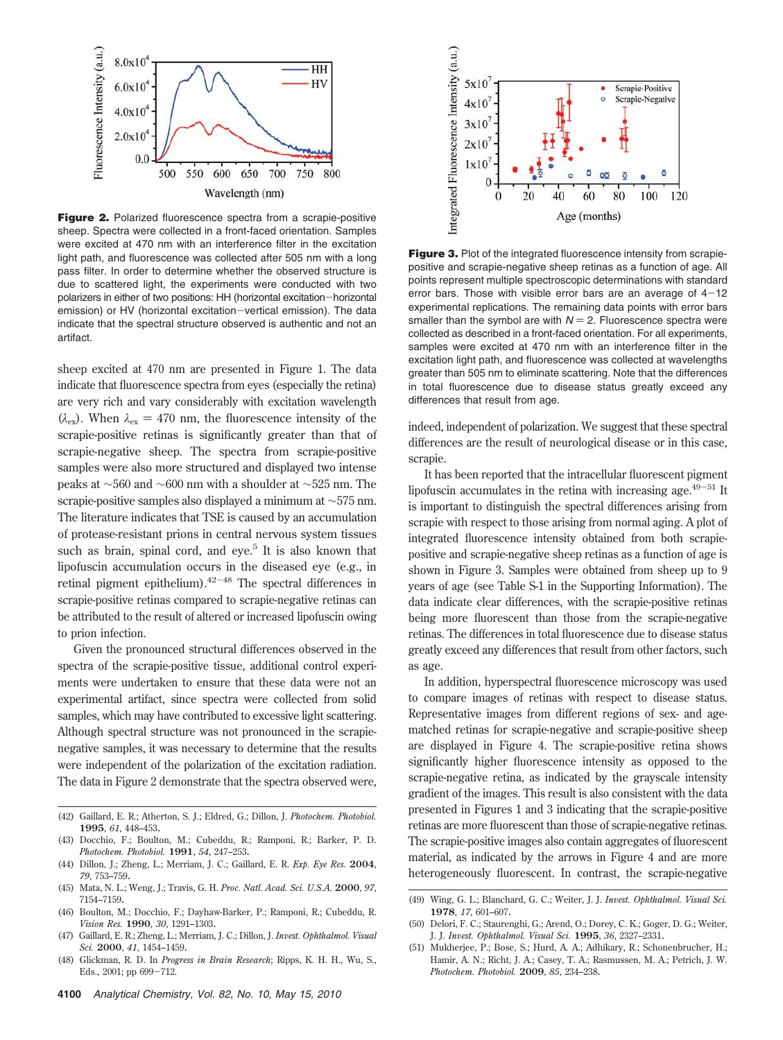**Figure 2.** Polarized fluorescence spectra from a scrapie-positive sheep. Spectra were collected in a front-faced orientation. Samples were excited at 470 nm with an interference filter in the excitation light path, and fluorescence was collected after 505 nm with a long pass filter. In order to determine whether the observed structure is due to scattered light, the experiments were conducted with two polarizers in either of two positions: HH (horizontal excitation−horizontal emission) or HV (horizontal excitation−vertical emission). The data indicate that the spectral structure observed is authentic and not an artifact.

sheep excited at 470 nm are presented in Figure 1. The data indicate that fluorescence spectra from eyes (especially the retina) are very rich and vary considerably with excitation wavelength ($\lambda_{ex}$). When $\lambda_{ex}$ = 470 nm, the fluorescence intensity of the scrapie-positive retinas is significantly greater than that of scrapie-negative sheep. The spectra from scrapie-positive samples were also more structured and displayed two intense peaks at ~560 and ~600 nm with a shoulder at ~525 nm. The scrapie-positive samples also displayed a minimum at ~575 nm. The literature indicates that TSE is caused by an accumulation of protease-resistant prions in central nervous system tissues such as brain, spinal cord, and eye.[5] It is also known that lipofuscin accumulation occurs in the diseased eye (e.g., in retinal pigment epithelium).[42−48] The spectral differences in scrapie-positive retinas compared to scrapie-negative retinas can be attributed to the result of altered or increased lipofuscin owing to prion infection.

Given the pronounced structural differences observed in the spectra of the scrapie-positive tissue, additional control experiments were undertaken to ensure that these data were not an experimental artifact, since spectra were collected from solid samples, which may have contributed to excessive light scattering. Although spectral structure was not pronounced in the scrapie-negative samples, it was necessary to determine that the results were independent of the polarization of the excitation radiation. The data in Figure 2 demonstrate that the spectra observed were, indeed, independent of polarization. We suggest that these spectral differences are the result of neurological disease or in this case, scrapie.

It has been reported that the intracellular fluorescent pigment lipofuscin accumulates in the retina with increasing age.[49−51] It is important to distinguish the spectral differences arising from scrapie with respect to those arising from normal aging. A plot of integrated fluorescence intensity obtained from both scrapie-positive and scrapie-negative sheep retinas as a function of age is shown in Figure 3. Samples were obtained from sheep up to 9 years of age (see Table S-1 in the Supporting Information). The data indicate clear differences, with the scrapie-positive retinas being more fluorescent than those from the scrapie-negative retinas. The differences in total fluorescence due to disease status greatly exceed any differences that result from other factors, such as age.

**Figure 3.** Plot of the integrated fluorescence intensity from scrapie-positive and scrapie-negative sheep retinas as a function of age. All points represent multiple spectroscopic determinations with standard error bars. Those with visible error bars are an average of 4−12 experimental replications. The remaining data points with error bars smaller than the symbol are with $N = 2$. Fluorescence spectra were collected as described in a front-faced orientation. For all experiments, samples were excited at 470 nm with an interference filter in the excitation light path, and fluorescence was collected at wavelengths greater than 505 nm to eliminate scattering. Note that the differences in total fluorescence due to disease status greatly exceed any differences that result from age.

In addition, hyperspectral fluorescence microscopy was used to compare images of retinas with respect to disease status. Representative images from different regions of sex- and age-matched retinas for scrapie-negative and scrapie-positive sheep are displayed in Figure 4. The scrapie-positive retina shows significantly higher fluorescence intensity as opposed to the scrapie-negative retina, as indicated by the grayscale intensity gradient of the images. This result is also consistent with the data presented in Figures 1 and 3 indicating that the scrapie-positive retinas are more fluorescent than those of scrapie-negative retinas. The scrapie-positive images also contain aggregates of fluorescent material, as indicated by the arrows in Figure 4 and are more heterogeneously fluorescent. In contrast, the scrapie-negative

(42) Gaillard, E. R.; Atherton, S. J.; Eldred, G.; Dillon, J. *Photochem. Photobiol.* **1995**, *61*, 448–453.
(43) Docchio, F.; Boulton, M.; Cubeddu, R.; Ramponi, R.; Barker, P. D. *Photochem. Photobiol.* **1991**, *54*, 247–253.
(44) Dillon, J.; Zheng, L.; Merriam, J. C.; Gaillard, E. R. *Exp. Eye Res.* **2004**, *79*, 753–759.
(45) Mata, N. L.; Weng, J.; Travis, G. H. *Proc. Natl. Acad. Sci. U.S.A.* **2000**, *97*, 7154–7159.
(46) Boulton, M.; Docchio, F.; Dayhaw-Barker, P.; Ramponi, R.; Cubeddu, R. *Vision Res.* **1990**, *30*, 1291–1303.
(47) Gaillard, E. R.; Zheng, L.; Merriam, J. C.; Dillon, J. *Invest. Ophthalmol. Visual Sci.* **2000**, *41*, 1454–1459.
(48) Glickman, R. D. In *Progress in Brain Research*; Ripps, K. H. H., Wu, S., Eds., 2001; pp 699−712.
(49) Wing, G. L.; Blanchard, G. C.; Weiter, J. J. *Invest. Ophthalmol. Visual Sci.* **1978**, *17*, 601–607.
(50) Delori, F. C.; Staurenghi, G.; Arend, O.; Dorey, C. K.; Goger, D. G.; Weiter, J. J. *Invest. Ophthalmol. Visual Sci.* **1995**, *36*, 2327–2331.
(51) Mukherjee, P.; Bose, S.; Hurd, A. A.; Adhikary, R.; Schonenbrucher, H.; Hamir, A. N.; Richt, J. A.; Casey, T. A.; Rasmussen, M. A.; Petrich, J. W. *Photochem. Photobiol.* **2009**, *85*, 234–238.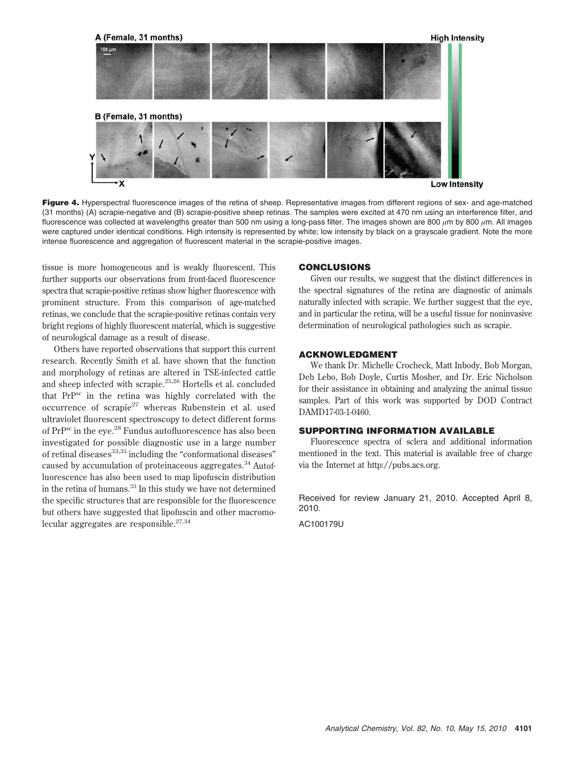A (Female, 31 months)

100 µm

High Intensity

B (Female, 31 months)

Y

X

Low Intensity

**Figure 4.** Hyperspectral fluorescence images of the retina of sheep. Representative images from different regions of sex- and age-matched (31 months) (A) scrapie-negative and (B) scrapie-positive sheep retinas. The samples were excited at 470 nm using an interference filter, and fluorescence was collected at wavelengths greater than 500 nm using a long-pass filter. The images shown are 800 µm by 800 µm. All images were captured under identical conditions. High intensity is represented by white; low intensity by black on a grayscale gradient. Note the more intense fluorescence and aggregation of fluorescent material in the scrapie-positive images.

tissue is more homogeneous and is weakly fluorescent. This further supports our observations from front-faced fluorescence spectra that scrapie-positive retinas show higher fluorescence with prominent structure. From this comparison of age-matched retinas, we conclude that the scrapie-positive retinas contain very bright regions of highly fluorescent material, which is suggestive of neurological damage as a result of disease.

Others have reported observations that support this current research. Recently Smith et al. have shown that the function and morphology of retinas are altered in TSE-infected cattle and sheep infected with scrapie.[25,26] Hortells et al. concluded that PrP$^{sc}$ in the retina was highly correlated with the occurrence of scrapie[27] whereas Rubenstein et al. used ultraviolet fluorescent spectroscopy to detect different forms of PrP$^{sc}$ in the eye.[28] Fundus autofluorescence has also been investigated for possible diagnostic use in a large number of retinal diseases[33,35] including the "conformational diseases" caused by accumulation of proteinaceous aggregates.[34] Autofluorescence has also been used to map lipofuscin distribution in the retina of humans.[33] In this study we have not determined the specific structures that are responsible for the fluorescence but others have suggested that lipofuscin and other macromolecular aggregates are responsible.[27,34]

## CONCLUSIONS

Given our results, we suggest that the distinct differences in the spectral signatures of the retina are diagnostic of animals naturally infected with scrapie. We further suggest that the eye, and in particular the retina, will be a useful tissue for noninvasive determination of neurological pathologies such as scrapie.

## ACKNOWLEDGMENT

We thank Dr. Michelle Crocheck, Matt Inbody, Bob Morgan, Deb Lebo, Bob Doyle, Curtis Mosher, and Dr. Eric Nicholson for their assistance in obtaining and analyzing the animal tissue samples. Part of this work was supported by DOD Contract DAMD17-03-1-0460.

## SUPPORTING INFORMATION AVAILABLE

Fluorescence spectra of sclera and additional information mentioned in the text. This material is available free of charge via the Internet at http://pubs.acs.org.

Received for review January 21, 2010. Accepted April 8, 2010.

AC100179U